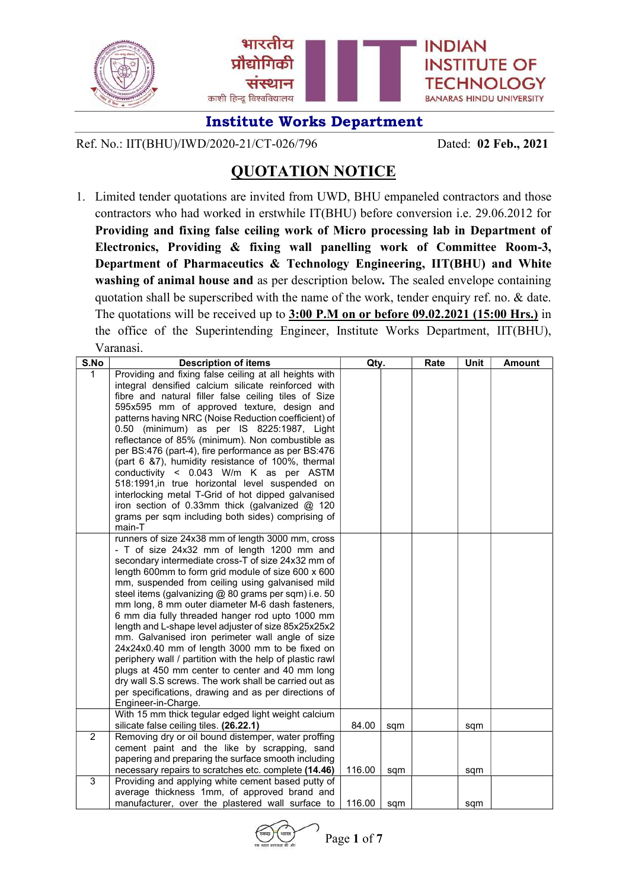भारतीय प्रौद्योगिकी संस्थान
काशी हिन्दू विश्वविद्यालय

INDIAN INSTITUTE OF TECHNOLOGY
BANARAS HINDU UNIVERSITY

## Institute Works Department

Ref. No.: IIT(BHU)/IWD/2020-21/CT-026/796 Dated: **02 Feb., 2021**

# QUOTATION NOTICE

1. Limited tender quotations are invited from UWD, BHU empaneled contractors and those contractors who had worked in erstwhile IT(BHU) before conversion i.e. 29.06.2012 for **Providing and fixing false ceiling work of Micro processing lab in Department of Electronics, Providing & fixing wall panelling work of Committee Room-3, Department of Pharmaceutics & Technology Engineering, IIT(BHU) and White washing of animal house and** as per description below**.** The sealed envelope containing quotation shall be superscribed with the name of the work, tender enquiry ref. no. & date. The quotations will be received up to **3:00 P.M on or before 09.02.2021 (15:00 Hrs.)** in the office of the Superintending Engineer, Institute Works Department, IIT(BHU), Varanasi.

| S.No | Description of items | Qty. | | Rate | Unit | Amount |
|---|---|---|---|---|---|---|
| 1 | Providing and fixing false ceiling at all heights with integral densified calcium silicate reinforced with fibre and natural filler false ceiling tiles of Size 595x595 mm of approved texture, design and patterns having NRC (Noise Reduction coefficient) of 0.50 (minimum) as per IS 8225:1987, Light reflectance of 85% (minimum). Non combustible as per BS:476 (part-4), fire performance as per BS:476 (part 6 &7), humidity resistance of 100%, thermal conductivity < 0.043 W/m K as per ASTM 518:1991,in true horizontal level suspended on interlocking metal T-Grid of hot dipped galvanised iron section of 0.33mm thick (galvanized @ 120 grams per sqm including both sides) comprising of main-T | | | | | |
| | runners of size 24x38 mm of length 3000 mm, cross - T of size 24x32 mm of length 1200 mm and secondary intermediate cross-T of size 24x32 mm of length 600mm to form grid module of size 600 x 600 mm, suspended from ceiling using galvanised mild steel items (galvanizing @ 80 grams per sqm) i.e. 50 mm long, 8 mm outer diameter M-6 dash fasteners, 6 mm dia fully threaded hanger rod upto 1000 mm length and L-shape level adjuster of size 85x25x25x2 mm. Galvanised iron perimeter wall angle of size 24x24x0.40 mm of length 3000 mm to be fixed on periphery wall / partition with the help of plastic rawl plugs at 450 mm center to center and 40 mm long dry wall S.S screws. The work shall be carried out as per specifications, drawing and as per directions of Engineer-in-Charge. | | | | | |
| | With 15 mm thick tegular edged light weight calcium silicate false ceiling tiles. **(26.22.1)** | 84.00 | sqm | | sqm | |
| 2 | Removing dry or oil bound distemper, water proffing cement paint and the like by scrapping, sand papering and preparing the surface smooth including necessary repairs to scratches etc. complete **(14.46)** | 116.00 | sqm | | sqm | |
| 3 | Providing and applying white cement based putty of average thickness 1mm, of approved brand and manufacturer, over the plastered wall surface to | 116.00 | sqm | | sqm | |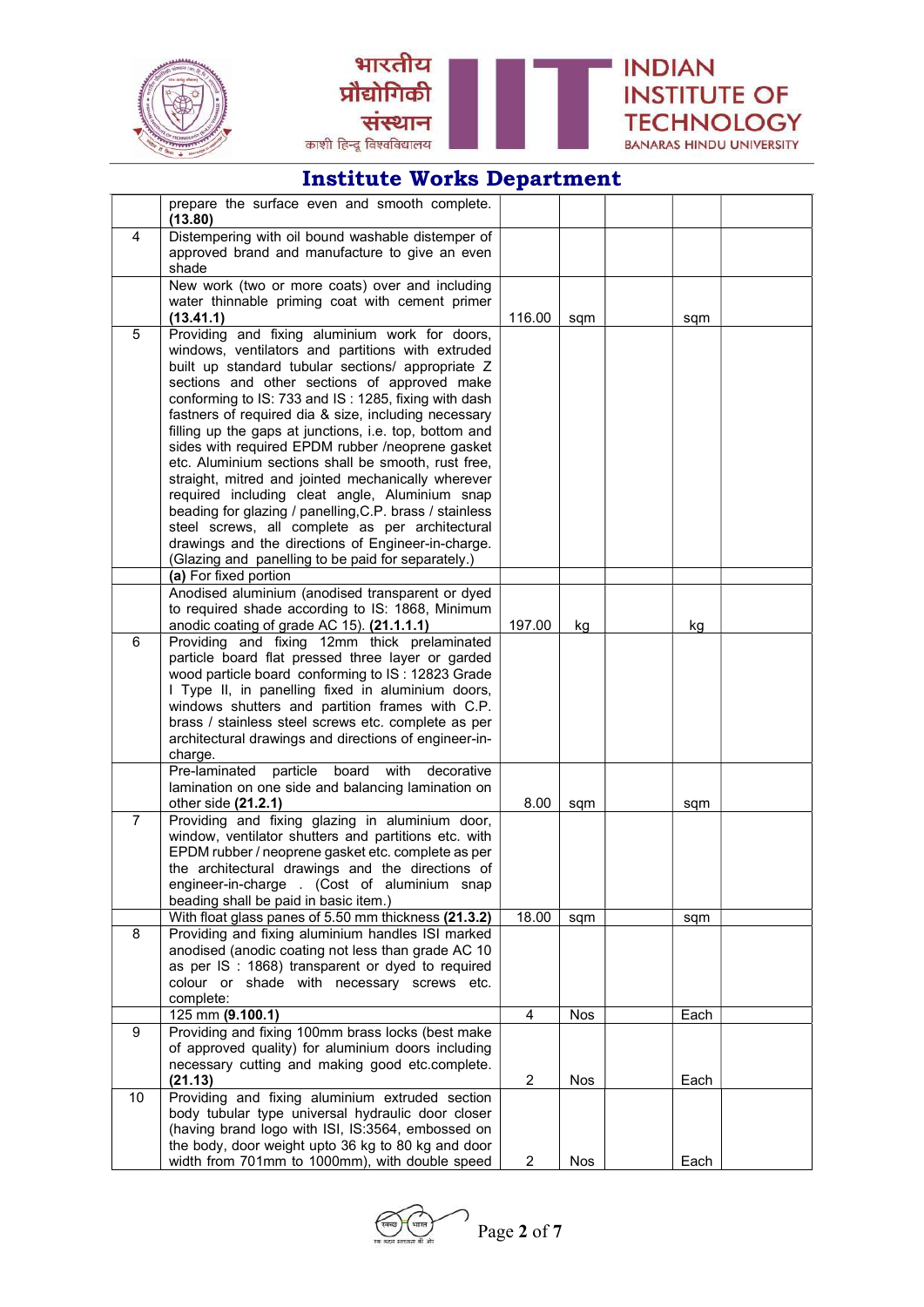# Institute Works Department

| | | | | | | |
|---|---|---|---|---|---|---|
| | prepare the surface even and smooth complete. **(13.80)** | | | | | |
| 4 | Distempering with oil bound washable distemper of approved brand and manufacture to give an even shade | | | | | |
| | New work (two or more coats) over and including water thinnable priming coat with cement primer **(13.41.1)** | 116.00 | sqm | | sqm | |
| 5 | Providing and fixing aluminium work for doors, windows, ventilators and partitions with extruded built up standard tubular sections/ appropriate Z sections and other sections of approved make conforming to IS: 733 and IS : 1285, fixing with dash fastners of required dia & size, including necessary filling up the gaps at junctions, i.e. top, bottom and sides with required EPDM rubber /neoprene gasket etc. Aluminium sections shall be smooth, rust free, straight, mitred and jointed mechanically wherever required including cleat angle, Aluminium snap beading for glazing / panelling,C.P. brass / stainless steel screws, all complete as per architectural drawings and the directions of Engineer-in-charge. (Glazing and panelling to be paid for separately.) | | | | | |
| | **(a)** For fixed portion | | | | | |
| | Anodised aluminium (anodised transparent or dyed to required shade according to IS: 1868, Minimum anodic coating of grade AC 15). **(21.1.1.1)** | 197.00 | kg | | kg | |
| 6 | Providing and fixing 12mm thick prelaminated particle board flat pressed three layer or garded wood particle board conforming to IS : 12823 Grade I Type II, in panelling fixed in aluminium doors, windows shutters and partition frames with C.P. brass / stainless steel screws etc. complete as per architectural drawings and directions of engineer-in-charge. | | | | | |
| | Pre-laminated particle board with decorative lamination on one side and balancing lamination on other side **(21.2.1)** | 8.00 | sqm | | sqm | |
| 7 | Providing and fixing glazing in aluminium door, window, ventilator shutters and partitions etc. with EPDM rubber / neoprene gasket etc. complete as per the architectural drawings and the directions of engineer-in-charge . (Cost of aluminium snap beading shall be paid in basic item.) | | | | | |
| | With float glass panes of 5.50 mm thickness **(21.3.2)** | 18.00 | sqm | | sqm | |
| 8 | Providing and fixing aluminium handles ISI marked anodised (anodic coating not less than grade AC 10 as per IS : 1868) transparent or dyed to required colour or shade with necessary screws etc. complete: | | | | | |
| | 125 mm **(9.100.1)** | 4 | Nos | | Each | |
| 9 | Providing and fixing 100mm brass locks (best make of approved quality) for aluminium doors including necessary cutting and making good etc.complete. **(21.13)** | 2 | Nos | | Each | |
| 10 | Providing and fixing aluminium extruded section body tubular type universal hydraulic door closer (having brand logo with ISI, IS:3564, embossed on the body, door weight upto 36 kg to 80 kg and door width from 701mm to 1000mm), with double speed | 2 | Nos | | Each | |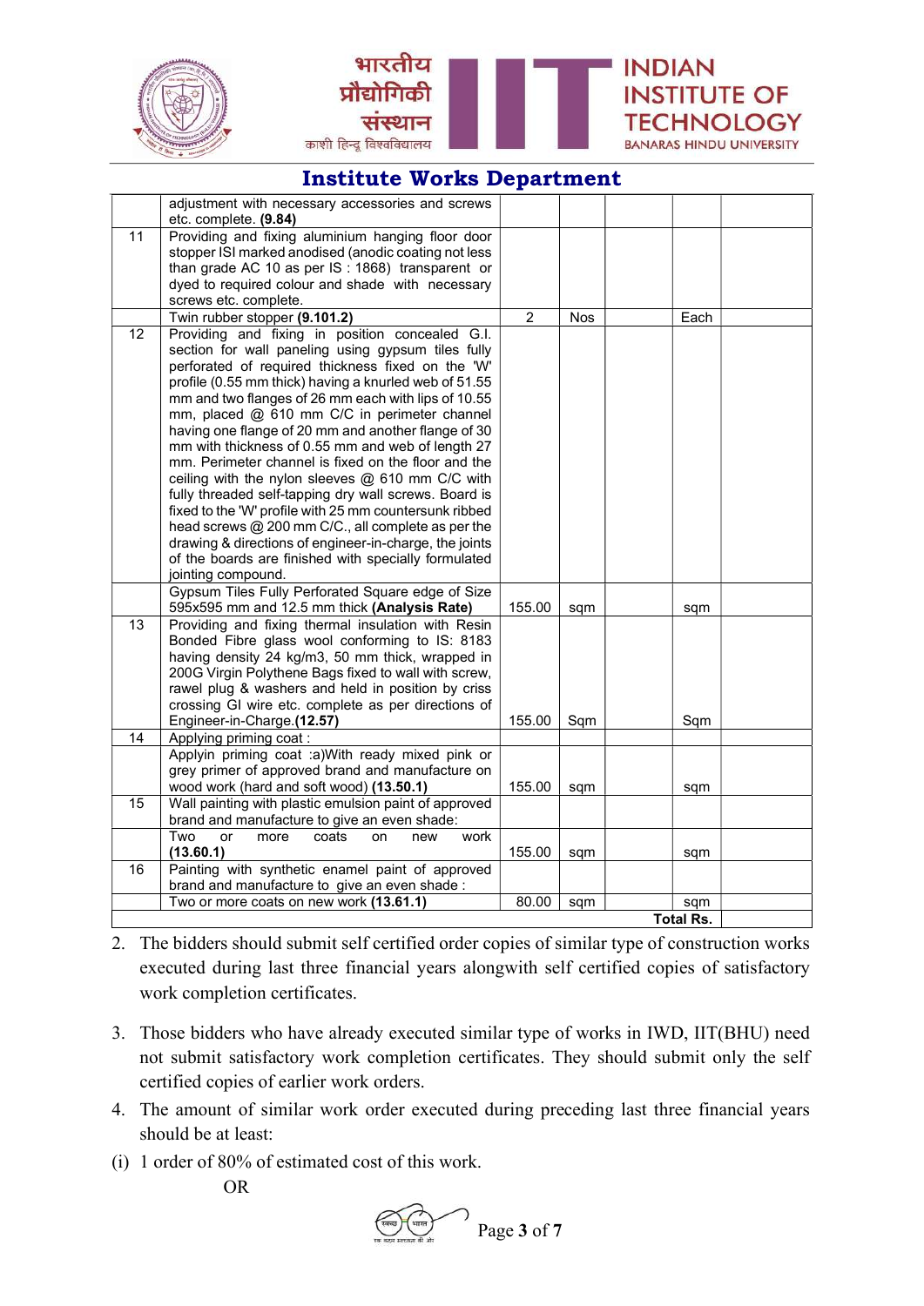## Institute Works Department

| | | | | | | |
|---|---|---|---|---|---|---|
| | adjustment with necessary accessories and screws etc. complete. **(9.84)** | | | | | |
| 11 | Providing and fixing aluminium hanging floor door stopper ISI marked anodised (anodic coating not less than grade AC 10 as per IS : 1868) transparent or dyed to required colour and shade with necessary screws etc. complete. | | | | | |
| | Twin rubber stopper **(9.101.2)** | 2 | Nos | | Each | |
| 12 | Providing and fixing in position concealed G.I. section for wall paneling using gypsum tiles fully perforated of required thickness fixed on the 'W' profile (0.55 mm thick) having a knurled web of 51.55 mm and two flanges of 26 mm each with lips of 10.55 mm, placed @ 610 mm C/C in perimeter channel having one flange of 20 mm and another flange of 30 mm with thickness of 0.55 mm and web of length 27 mm. Perimeter channel is fixed on the floor and the ceiling with the nylon sleeves @ 610 mm C/C with fully threaded self-tapping dry wall screws. Board is fixed to the 'W' profile with 25 mm countersunk ribbed head screws @ 200 mm C/C., all complete as per the drawing & directions of engineer-in-charge, the joints of the boards are finished with specially formulated jointing compound. | | | | | |
| | Gypsum Tiles Fully Perforated Square edge of Size 595x595 mm and 12.5 mm thick **(Analysis Rate)** | 155.00 | sqm | | sqm | |
| 13 | Providing and fixing thermal insulation with Resin Bonded Fibre glass wool conforming to IS: 8183 having density 24 kg/m3, 50 mm thick, wrapped in 200G Virgin Polythene Bags fixed to wall with screw, rawel plug & washers and held in position by criss crossing GI wire etc. complete as per directions of Engineer-in-Charge.**(12.57)** | 155.00 | Sqm | | Sqm | |
| 14 | Applying priming coat : | | | | | |
| | Applyin priming coat :a)With ready mixed pink or grey primer of approved brand and manufacture on wood work (hard and soft wood) **(13.50.1)** | 155.00 | sqm | | sqm | |
| 15 | Wall painting with plastic emulsion paint of approved brand and manufacture to give an even shade: | | | | | |
| | Two or more coats on new work **(13.60.1)** | 155.00 | sqm | | sqm | |
| 16 | Painting with synthetic enamel paint of approved brand and manufacture to give an even shade : | | | | | |
| | Two or more coats on new work **(13.61.1)** | 80.00 | sqm | | sqm | |
| | | | | | **Total Rs.** | |

2. The bidders should submit self certified order copies of similar type of construction works executed during last three financial years alongwith self certified copies of satisfactory work completion certificates.

3. Those bidders who have already executed similar type of works in IWD, IIT(BHU) need not submit satisfactory work completion certificates. They should submit only the self certified copies of earlier work orders.

4. The amount of similar work order executed during preceding last three financial years should be at least:

(i) 1 order of 80% of estimated cost of this work.

OR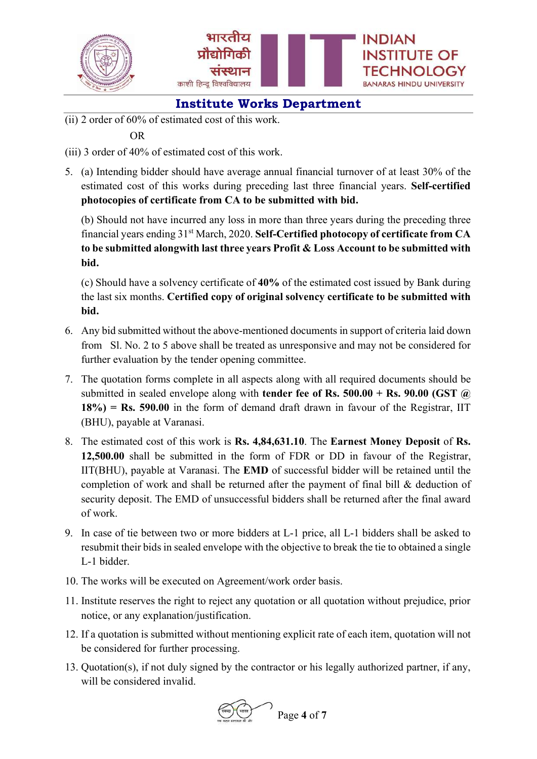## Institute Works Department

(ii) 2 order of 60% of estimated cost of this work.

OR

(iii) 3 order of 40% of estimated cost of this work.

5. (a) Intending bidder should have average annual financial turnover of at least 30% of the estimated cost of this works during preceding last three financial years. **Self-certified photocopies of certificate from CA to be submitted with bid.**

   (b) Should not have incurred any loss in more than three years during the preceding three financial years ending 31st March, 2020. **Self-Certified photocopy of certificate from CA to be submitted alongwith last three years Profit & Loss Account to be submitted with bid.**

   (c) Should have a solvency certificate of **40%** of the estimated cost issued by Bank during the last six months. **Certified copy of original solvency certificate to be submitted with bid.**

6. Any bid submitted without the above-mentioned documents in support of criteria laid down from Sl. No. 2 to 5 above shall be treated as unresponsive and may not be considered for further evaluation by the tender opening committee.

7. The quotation forms complete in all aspects along with all required documents should be submitted in sealed envelope along with **tender fee of Rs. 500.00 + Rs. 90.00 (GST @ 18%) = Rs. 590.00** in the form of demand draft drawn in favour of the Registrar, IIT (BHU), payable at Varanasi.

8. The estimated cost of this work is **Rs. 4,84,631.10**. The **Earnest Money Deposit** of **Rs. 12,500.00** shall be submitted in the form of FDR or DD in favour of the Registrar, IIT(BHU), payable at Varanasi. The **EMD** of successful bidder will be retained until the completion of work and shall be returned after the payment of final bill & deduction of security deposit. The EMD of unsuccessful bidders shall be returned after the final award of work.

9. In case of tie between two or more bidders at L-1 price, all L-1 bidders shall be asked to resubmit their bids in sealed envelope with the objective to break the tie to obtained a single L-1 bidder.

10. The works will be executed on Agreement/work order basis.

11. Institute reserves the right to reject any quotation or all quotation without prejudice, prior notice, or any explanation/justification.

12. If a quotation is submitted without mentioning explicit rate of each item, quotation will not be considered for further processing.

13. Quotation(s), if not duly signed by the contractor or his legally authorized partner, if any, will be considered invalid.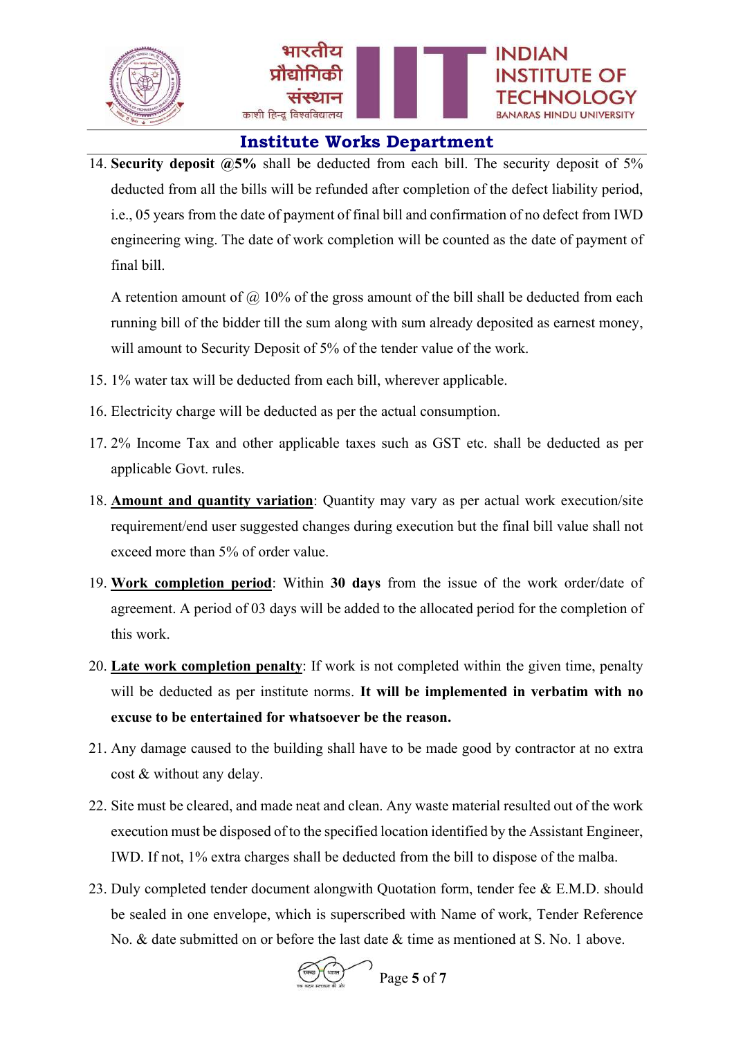14. **Security deposit @5%** shall be deducted from each bill. The security deposit of 5% deducted from all the bills will be refunded after completion of the defect liability period, i.e., 05 years from the date of payment of final bill and confirmation of no defect from IWD engineering wing. The date of work completion will be counted as the date of payment of final bill.

    A retention amount of @ 10% of the gross amount of the bill shall be deducted from each running bill of the bidder till the sum along with sum already deposited as earnest money, will amount to Security Deposit of 5% of the tender value of the work.

15. 1% water tax will be deducted from each bill, wherever applicable.
16. Electricity charge will be deducted as per the actual consumption.
17. 2% Income Tax and other applicable taxes such as GST etc. shall be deducted as per applicable Govt. rules.
18. **Amount and quantity variation**: Quantity may vary as per actual work execution/site requirement/end user suggested changes during execution but the final bill value shall not exceed more than 5% of order value.
19. **Work completion period**: Within **30 days** from the issue of the work order/date of agreement. A period of 03 days will be added to the allocated period for the completion of this work.
20. **Late work completion penalty**: If work is not completed within the given time, penalty will be deducted as per institute norms. **It will be implemented in verbatim with no excuse to be entertained for whatsoever be the reason.**
21. Any damage caused to the building shall have to be made good by contractor at no extra cost & without any delay.
22. Site must be cleared, and made neat and clean. Any waste material resulted out of the work execution must be disposed of to the specified location identified by the Assistant Engineer, IWD. If not, 1% extra charges shall be deducted from the bill to dispose of the malba.
23. Duly completed tender document alongwith Quotation form, tender fee & E.M.D. should be sealed in one envelope, which is superscribed with Name of work, Tender Reference No. & date submitted on or before the last date & time as mentioned at S. No. 1 above.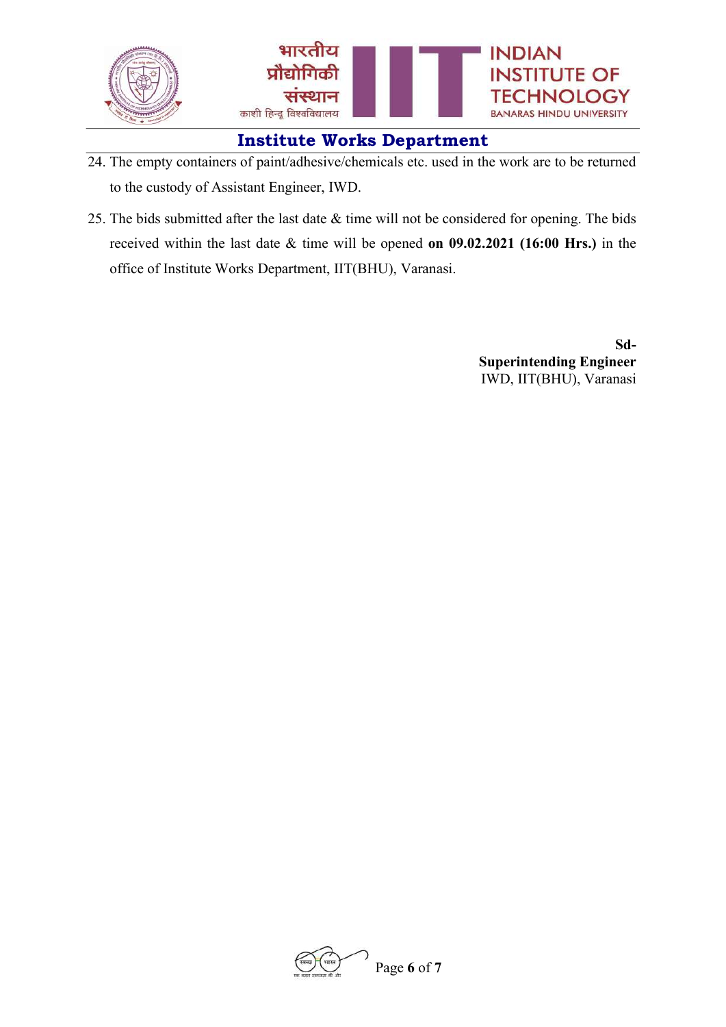24. The empty containers of paint/adhesive/chemicals etc. used in the work are to be returned to the custody of Assistant Engineer, IWD.

25. The bids submitted after the last date & time will not be considered for opening. The bids received within the last date & time will be opened **on 09.02.2021 (16:00 Hrs.)** in the office of Institute Works Department, IIT(BHU), Varanasi.

**Sd-**
**Superintending Engineer**
IWD, IIT(BHU), Varanasi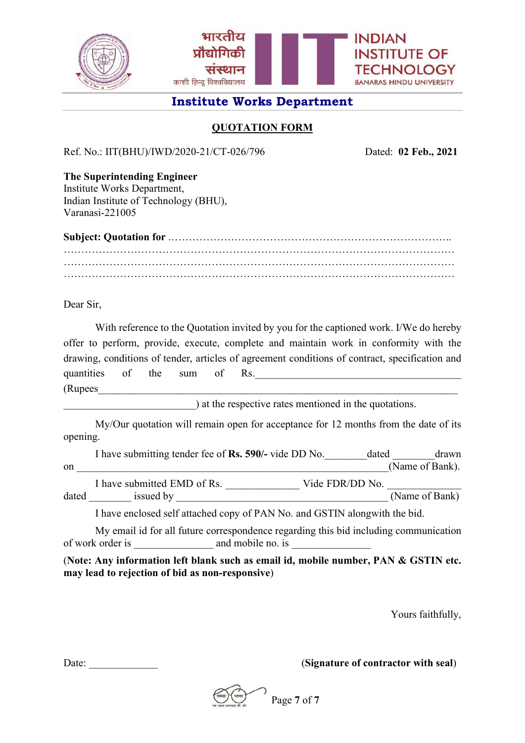भारतीय प्रौद्योगिकी संस्थान काशी हिन्दू विश्वविद्यालय

INDIAN INSTITUTE OF TECHNOLOGY BANARAS HINDU UNIVERSITY

## Institute Works Department

### QUOTATION FORM

Ref. No.: IIT(BHU)/IWD/2020-21/CT-026/796 Dated: **02 Feb., 2021**

**The Superintending Engineer**
Institute Works Department,
Indian Institute of Technology (BHU),
Varanasi-221005

**Subject: Quotation for** ……………………………………………………………………..
…………………………………………………………………………………………………
…………………………………………………………………………………………………
…………………………………………………………………………………………………

Dear Sir,

With reference to the Quotation invited by you for the captioned work. I/We do hereby offer to perform, provide, execute, complete and maintain work in conformity with the drawing, conditions of tender, articles of agreement conditions of contract, specification and quantities of the sum of Rs.________________________________________ (Rupees_________________________________________________________________________ _________________________) at the respective rates mentioned in the quotations.

My/Our quotation will remain open for acceptance for 12 months from the date of its opening.

I have submitting tender fee of **Rs. 590/-** vide DD No.________dated ________drawn on _______________________________________________________________(Name of Bank).

I have submitted EMD of Rs. ______________ Vide FDR/DD No. ______________ dated ________ issued by __________________________________________ (Name of Bank)

I have enclosed self attached copy of PAN No. and GSTIN alongwith the bid.

My email id for all future correspondence regarding this bid including communication of work order is _______________ and mobile no. is _______________

(**Note: Any information left blank such as email id, mobile number, PAN & GSTIN etc. may lead to rejection of bid as non-responsive**)

Yours faithfully,

Date: _____________ (**Signature of contractor with seal**)